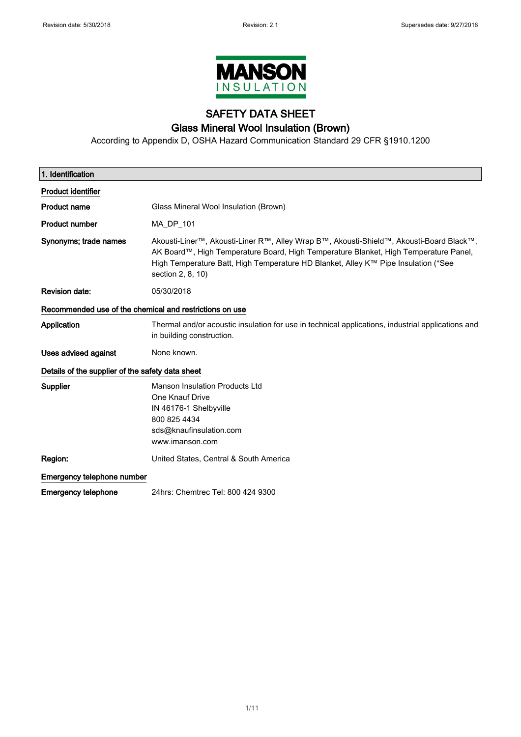MANSON INSULATION

# SAFETY DATA SHEET

## Glass Mineral Wool Insulation (Brown)

According to Appendix D, OSHA Hazard Communication Standard 29 CFR §1910.1200

### 1. Identification

**Product identifier**

**Product name** Glass Mineral Wool Insulation (Brown)

**Product number** MA_DP_101

**Synonyms; trade names** Akousti-Liner™, Akousti-Liner R™, Alley Wrap B™, Akousti-Shield™, Akousti-Board Black™, AK Board™, High Temperature Board, High Temperature Blanket, High Temperature Panel, High Temperature Batt, High Temperature HD Blanket, Alley K™ Pipe Insulation (*See section 2, 8, 10)

**Revision date:** 05/30/2018

**Recommended use of the chemical and restrictions on use**

**Application** Thermal and/or acoustic insulation for use in technical applications, industrial applications and in building construction.

**Uses advised against** None known.

**Details of the supplier of the safety data sheet**

**Supplier** Manson Insulation Products Ltd
One Knauf Drive
IN 46176-1 Shelbyville
800 825 4434
sds@knaufinsulation.com
www.imanson.com

**Region:** United States, Central & South America

**Emergency telephone number**

**Emergency telephone** 24hrs: Chemtrec Tel: 800 424 9300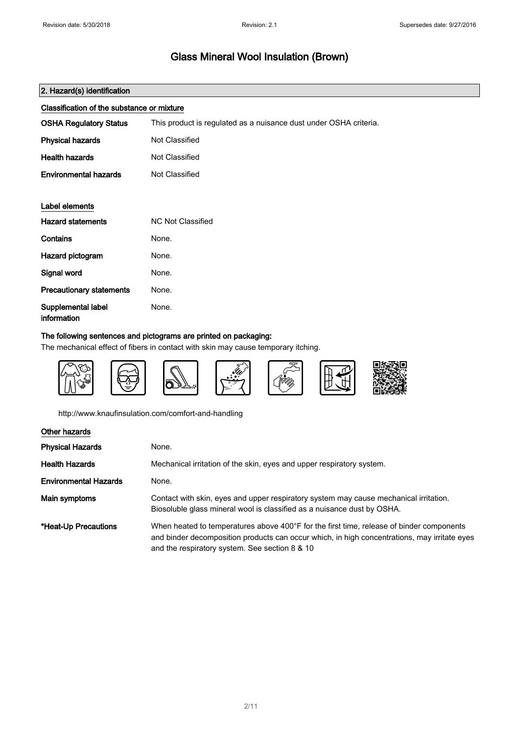# Glass Mineral Wool Insulation (Brown)

## 2. Hazard(s) identification

### Classification of the substance or mixture

| | |
|---|---|
| **OSHA Regulatory Status** | This product is regulated as a nuisance dust under OSHA criteria. |
| **Physical hazards** | Not Classified |
| **Health hazards** | Not Classified |
| **Environmental hazards** | Not Classified |

### Label elements

| | |
|---|---|
| **Hazard statements** | NC Not Classified |
| **Contains** | None. |
| **Hazard pictogram** | None. |
| **Signal word** | None. |
| **Precautionary statements** | None. |
| **Supplemental label information** | None. |

**The following sentences and pictograms are printed on packaging:**

The mechanical effect of fibers in contact with skin may cause temporary itching.

http://www.knaufinsulation.com/comfort-and-handling

### Other hazards

| | |
|---|---|
| **Physical Hazards** | None. |
| **Health Hazards** | Mechanical irritation of the skin, eyes and upper respiratory system. |
| **Environmental Hazards** | None. |
| **Main symptoms** | Contact with skin, eyes and upper respiratory system may cause mechanical irritation. Biosoluble glass mineral wool is classified as a nuisance dust by OSHA. |
| ***Heat-Up Precautions** | When heated to temperatures above 400°F for the first time, release of binder components and binder decomposition products can occur which, in high concentrations, may irritate eyes and the respiratory system. See section 8 & 10 |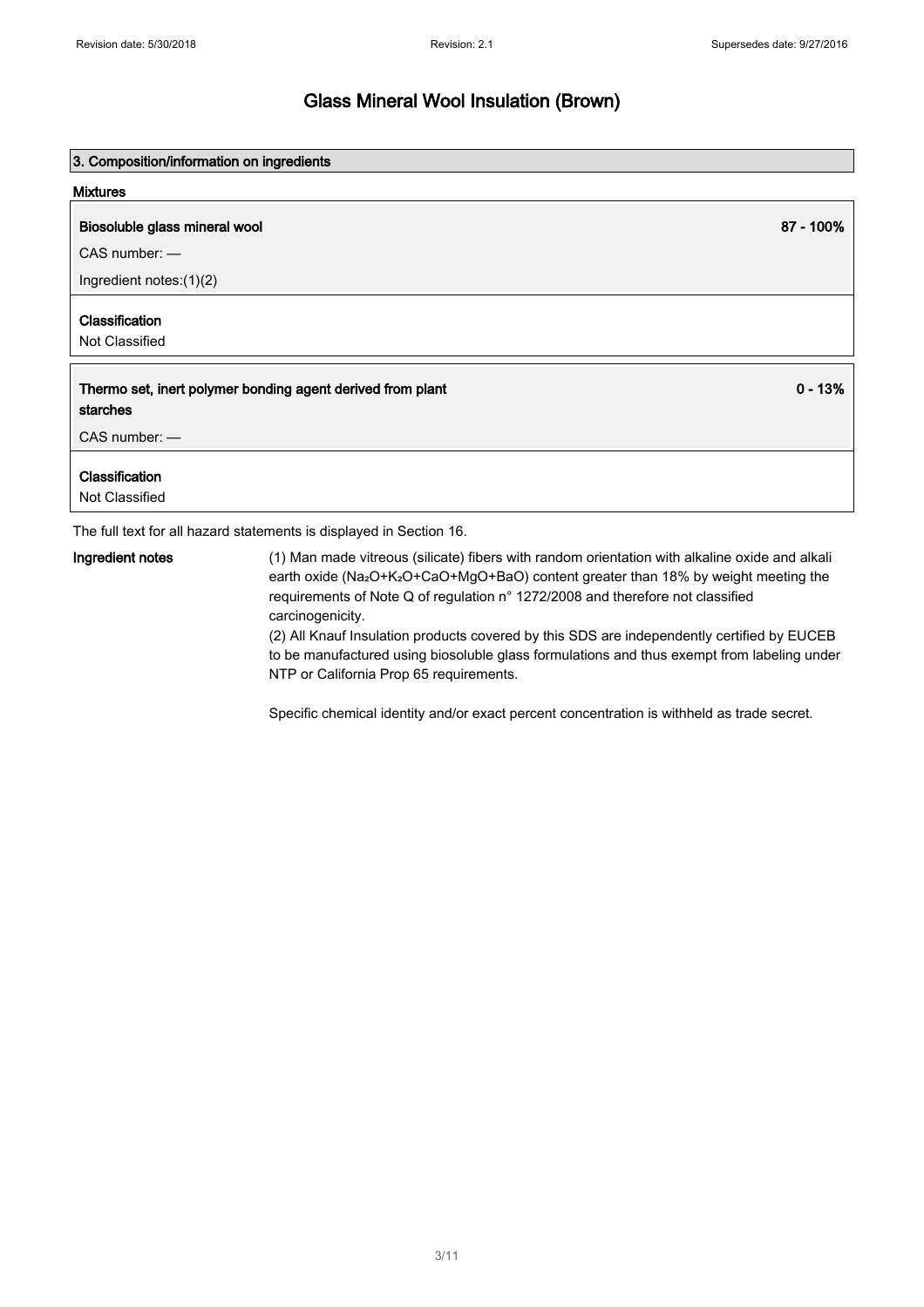## 3. Composition/information on ingredients

### Mixtures

| Ingredient | Concentration |
| --- | --- |
| **Biosoluble glass mineral wool** | **87 - 100%** |
| CAS number: — | |
| Ingredient notes:(1)(2) | |
| **Classification** | |
| Not Classified | |

| Ingredient | Concentration |
| --- | --- |
| **Thermo set, inert polymer bonding agent derived from plant starches** | **0 - 13%** |
| CAS number: — | |
| **Classification** | |
| Not Classified | |

The full text for all hazard statements is displayed in Section 16.

**Ingredient notes**

(1) Man made vitreous (silicate) fibers with random orientation with alkaline oxide and alkali earth oxide ($Na_2O$+$K_2O$+$CaO$+$MgO$+$BaO$) content greater than 18% by weight meeting the requirements of Note Q of regulation n° 1272/2008 and therefore not classified carcinogenicity.

(2) All Knauf Insulation products covered by this SDS are independently certified by EUCEB to be manufactured using biosoluble glass formulations and thus exempt from labeling under NTP or California Prop 65 requirements.

Specific chemical identity and/or exact percent concentration is withheld as trade secret.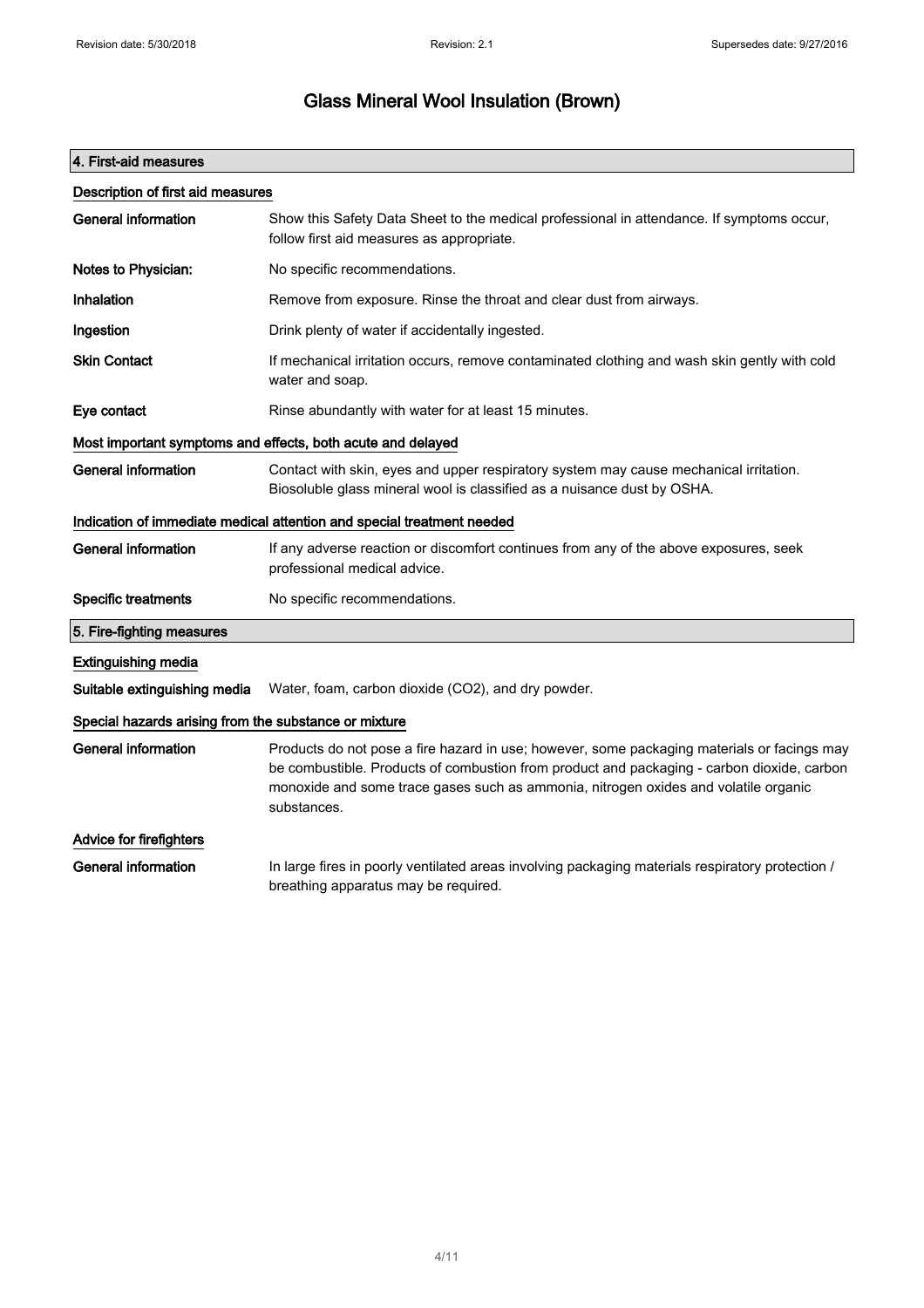# Glass Mineral Wool Insulation (Brown)

## 4. First-aid measures

### Description of first aid measures

| | |
|---|---|
| **General information** | Show this Safety Data Sheet to the medical professional in attendance. If symptoms occur, follow first aid measures as appropriate. |
| **Notes to Physician:** | No specific recommendations. |
| **Inhalation** | Remove from exposure. Rinse the throat and clear dust from airways. |
| **Ingestion** | Drink plenty of water if accidentally ingested. |
| **Skin Contact** | If mechanical irritation occurs, remove contaminated clothing and wash skin gently with cold water and soap. |
| **Eye contact** | Rinse abundantly with water for at least 15 minutes. |

### Most important symptoms and effects, both acute and delayed

| | |
|---|---|
| **General information** | Contact with skin, eyes and upper respiratory system may cause mechanical irritation. Biosoluble glass mineral wool is classified as a nuisance dust by OSHA. |

### Indication of immediate medical attention and special treatment needed

| | |
|---|---|
| **General information** | If any adverse reaction or discomfort continues from any of the above exposures, seek professional medical advice. |
| **Specific treatments** | No specific recommendations. |

## 5. Fire-fighting measures

### Extinguishing media

| | |
|---|---|
| **Suitable extinguishing media** | Water, foam, carbon dioxide ($CO_2$), and dry powder. |

### Special hazards arising from the substance or mixture

| | |
|---|---|
| **General information** | Products do not pose a fire hazard in use; however, some packaging materials or facings may be combustible. Products of combustion from product and packaging - carbon dioxide, carbon monoxide and some trace gases such as ammonia, nitrogen oxides and volatile organic substances. |

### Advice for firefighters

| | |
|---|---|
| **General information** | In large fires in poorly ventilated areas involving packaging materials respiratory protection / breathing apparatus may be required. |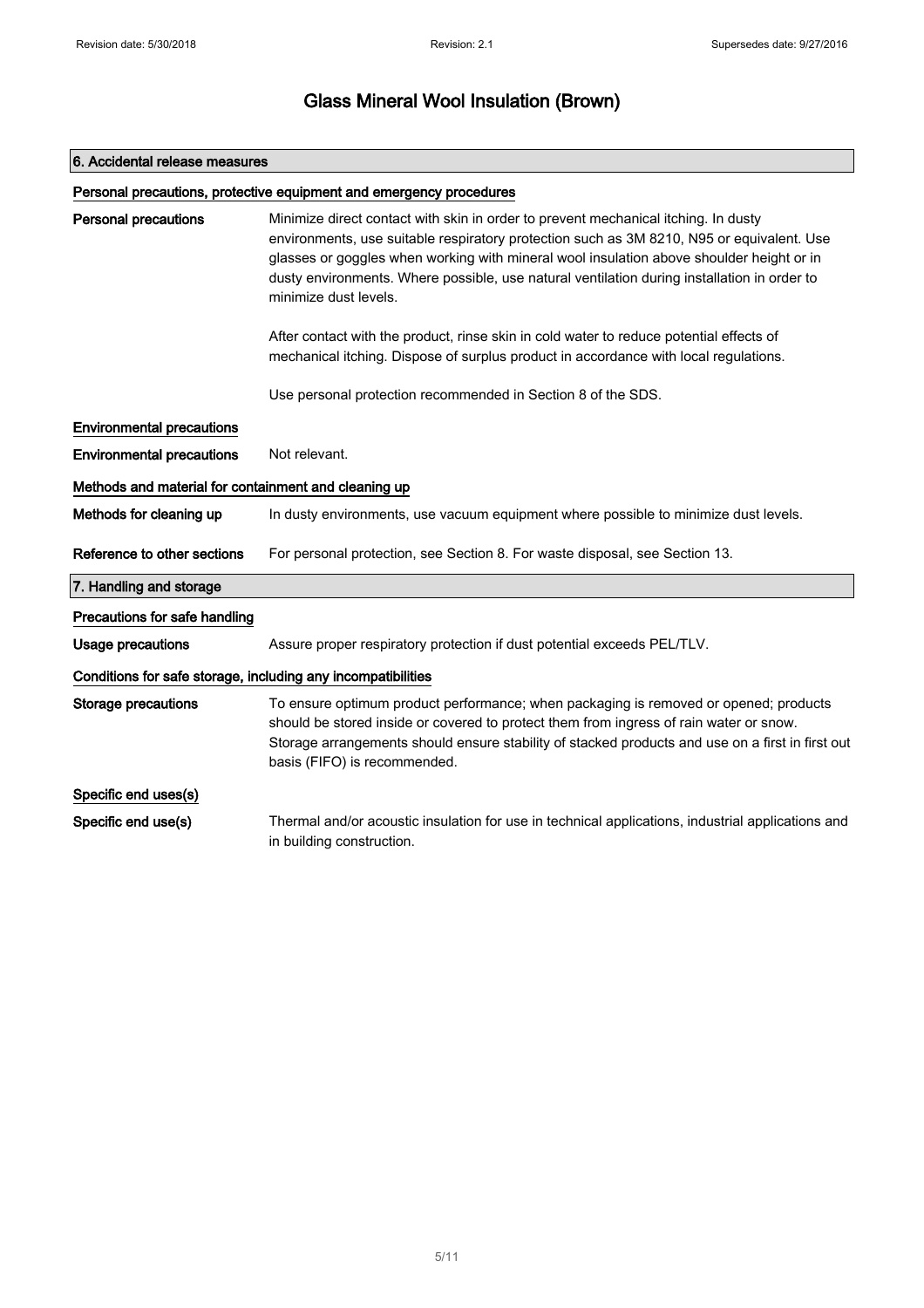## 6. Accidental release measures

### Personal precautions, protective equipment and emergency procedures

**Personal precautions**

Minimize direct contact with skin in order to prevent mechanical itching. In dusty environments, use suitable respiratory protection such as 3M 8210, N95 or equivalent. Use glasses or goggles when working with mineral wool insulation above shoulder height or in dusty environments. Where possible, use natural ventilation during installation in order to minimize dust levels.

After contact with the product, rinse skin in cold water to reduce potential effects of mechanical itching. Dispose of surplus product in accordance with local regulations.

Use personal protection recommended in Section 8 of the SDS.

### Environmental precautions

**Environmental precautions**

Not relevant.

### Methods and material for containment and cleaning up

**Methods for cleaning up**

In dusty environments, use vacuum equipment where possible to minimize dust levels.

**Reference to other sections**

For personal protection, see Section 8. For waste disposal, see Section 13.

## 7. Handling and storage

### Precautions for safe handling

**Usage precautions**

Assure proper respiratory protection if dust potential exceeds PEL/TLV.

### Conditions for safe storage, including any incompatibilities

**Storage precautions**

To ensure optimum product performance; when packaging is removed or opened; products should be stored inside or covered to protect them from ingress of rain water or snow. Storage arrangements should ensure stability of stacked products and use on a first in first out basis (FIFO) is recommended.

### Specific end uses(s)

**Specific end use(s)**

Thermal and/or acoustic insulation for use in technical applications, industrial applications and in building construction.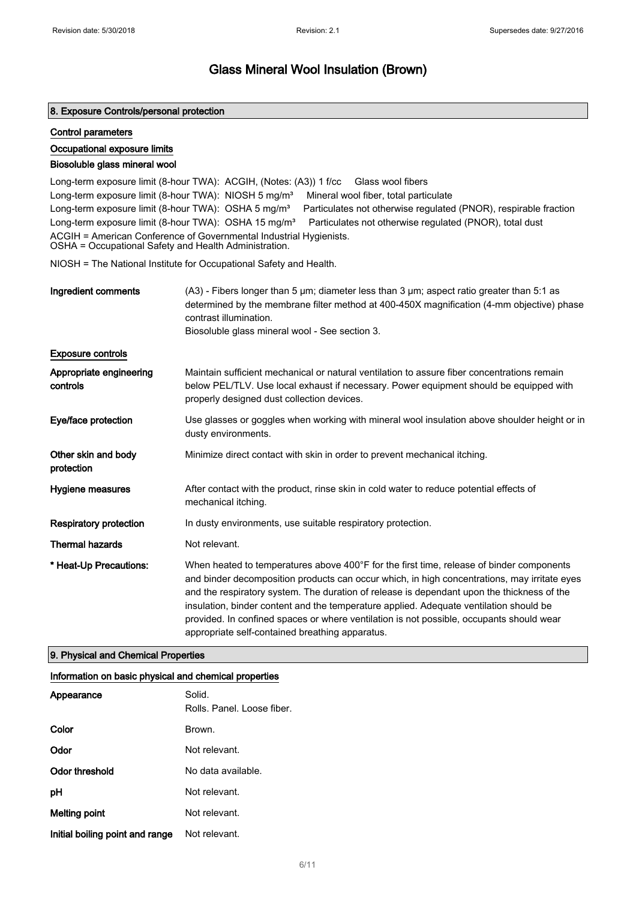# Glass Mineral Wool Insulation (Brown)

## 8. Exposure Controls/personal protection

### Control parameters

#### Occupational exposure limits

**Biosoluble glass mineral wool**

Long-term exposure limit (8-hour TWA): ACGIH, (Notes: (A3)) 1 f/cc Glass wool fibers
Long-term exposure limit (8-hour TWA): NIOSH 5 mg/m³ Mineral wool fiber, total particulate
Long-term exposure limit (8-hour TWA): OSHA 5 mg/m³ Particulates not otherwise regulated (PNOR), respirable fraction
Long-term exposure limit (8-hour TWA): OSHA 15 mg/m³ Particulates not otherwise regulated (PNOR), total dust
ACGIH = American Conference of Governmental Industrial Hygienists.
OSHA = Occupational Safety and Health Administration.

NIOSH = The National Institute for Occupational Safety and Health.

**Ingredient comments** (A3) - Fibers longer than 5 µm; diameter less than 3 µm; aspect ratio greater than 5:1 as determined by the membrane filter method at 400-450X magnification (4-mm objective) phase contrast illumination.
Biosoluble glass mineral wool - See section 3.

### Exposure controls

**Appropriate engineering controls** Maintain sufficient mechanical or natural ventilation to assure fiber concentrations remain below PEL/TLV. Use local exhaust if necessary. Power equipment should be equipped with properly designed dust collection devices.

**Eye/face protection** Use glasses or goggles when working with mineral wool insulation above shoulder height or in dusty environments.

**Other skin and body protection** Minimize direct contact with skin in order to prevent mechanical itching.

**Hygiene measures** After contact with the product, rinse skin in cold water to reduce potential effects of mechanical itching.

**Respiratory protection** In dusty environments, use suitable respiratory protection.

**Thermal hazards** Not relevant.

**\* Heat-Up Precautions:** When heated to temperatures above 400°F for the first time, release of binder components and binder decomposition products can occur which, in high concentrations, may irritate eyes and the respiratory system. The duration of release is dependant upon the thickness of the insulation, binder content and the temperature applied. Adequate ventilation should be provided. In confined spaces or where ventilation is not possible, occupants should wear appropriate self-contained breathing apparatus.

## 9. Physical and Chemical Properties

### Information on basic physical and chemical properties

| Property | Value |
| --- | --- |
| Appearance | Solid. Rolls. Panel. Loose fiber. |
| Color | Brown. |
| Odor | Not relevant. |
| Odor threshold | No data available. |
| pH | Not relevant. |
| Melting point | Not relevant. |
| Initial boiling point and range | Not relevant. |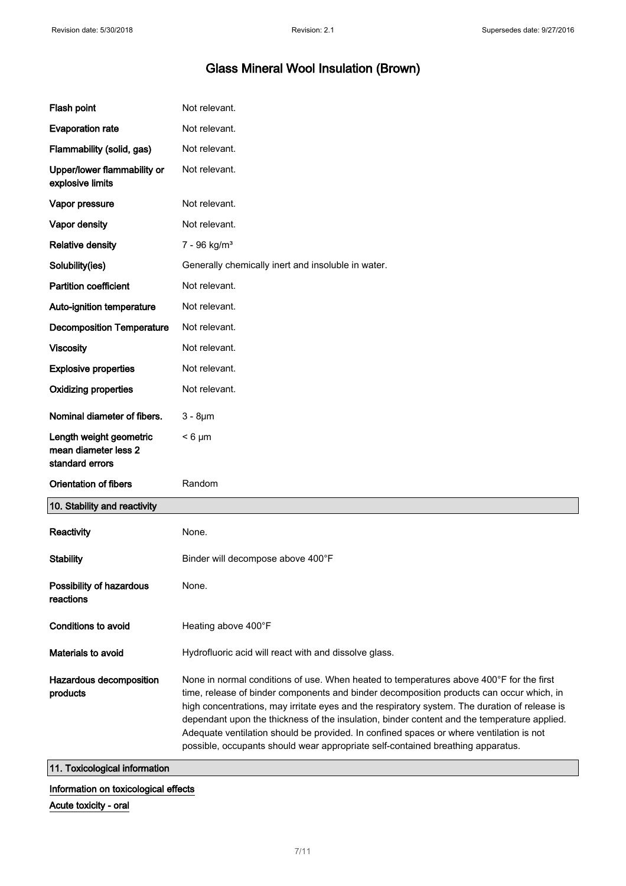# Glass Mineral Wool Insulation (Brown)

| | |
|---|---|
| **Flash point** | Not relevant. |
| **Evaporation rate** | Not relevant. |
| **Flammability (solid, gas)** | Not relevant. |
| **Upper/lower flammability or explosive limits** | Not relevant. |
| **Vapor pressure** | Not relevant. |
| **Vapor density** | Not relevant. |
| **Relative density** | 7 - 96 kg/m³ |
| **Solubility(ies)** | Generally chemically inert and insoluble in water. |
| **Partition coefficient** | Not relevant. |
| **Auto-ignition temperature** | Not relevant. |
| **Decomposition Temperature** | Not relevant. |
| **Viscosity** | Not relevant. |
| **Explosive properties** | Not relevant. |
| **Oxidizing properties** | Not relevant. |
| **Nominal diameter of fibers.** | 3 - 8µm |
| **Length weight geometric mean diameter less 2 standard errors** | < 6 µm |
| **Orientation of fibers** | Random |

## 10. Stability and reactivity

| | |
|---|---|
| **Reactivity** | None. |
| **Stability** | Binder will decompose above 400°F |
| **Possibility of hazardous reactions** | None. |
| **Conditions to avoid** | Heating above 400°F |
| **Materials to avoid** | Hydrofluoric acid will react with and dissolve glass. |
| **Hazardous decomposition products** | None in normal conditions of use. When heated to temperatures above 400°F for the first time, release of binder components and binder decomposition products can occur which, in high concentrations, may irritate eyes and the respiratory system. The duration of release is dependant upon the thickness of the insulation, binder content and the temperature applied. Adequate ventilation should be provided. In confined spaces or where ventilation is not possible, occupants should wear appropriate self-contained breathing apparatus. |

## 11. Toxicological information

**Information on toxicological effects**

**Acute toxicity - oral**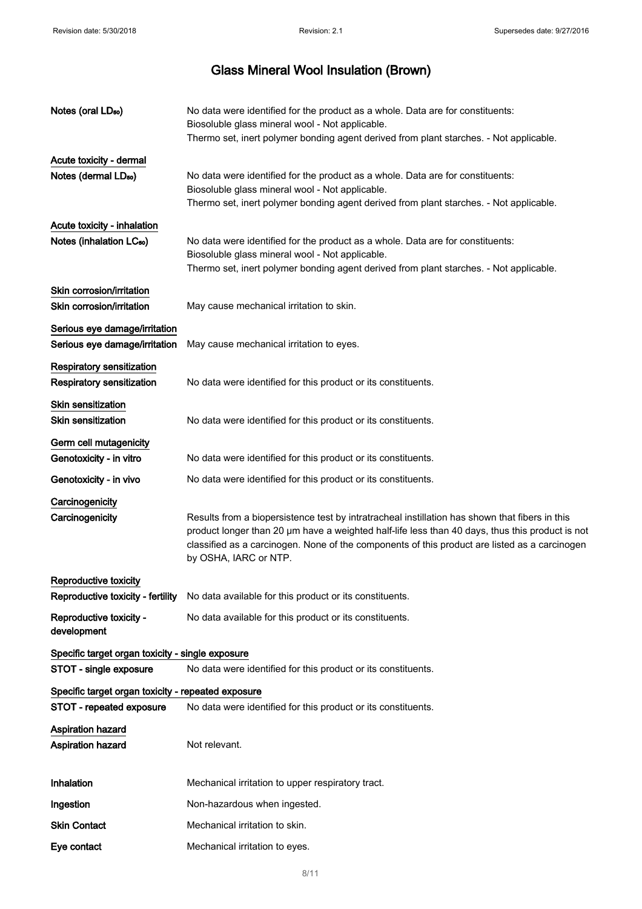# Glass Mineral Wool Insulation (Brown)

**Notes (oral $LD_{50}$)** No data were identified for the product as a whole. Data are for constituents:
Biosoluble glass mineral wool - Not applicable.
Thermo set, inert polymer bonding agent derived from plant starches. - Not applicable.

**Acute toxicity - dermal**

**Notes (dermal $LD_{50}$)** No data were identified for the product as a whole. Data are for constituents:
Biosoluble glass mineral wool - Not applicable.
Thermo set, inert polymer bonding agent derived from plant starches. - Not applicable.

**Acute toxicity - inhalation**

**Notes (inhalation $LC_{50}$)** No data were identified for the product as a whole. Data are for constituents:
Biosoluble glass mineral wool - Not applicable.
Thermo set, inert polymer bonding agent derived from plant starches. - Not applicable.

**Skin corrosion/irritation**

**Skin corrosion/irritation** May cause mechanical irritation to skin.

**Serious eye damage/irritation**

**Serious eye damage/irritation** May cause mechanical irritation to eyes.

**Respiratory sensitization**

**Respiratory sensitization** No data were identified for this product or its constituents.

**Skin sensitization**

**Skin sensitization** No data were identified for this product or its constituents.

**Germ cell mutagenicity**

**Genotoxicity - in vitro** No data were identified for this product or its constituents.

**Genotoxicity - in vivo** No data were identified for this product or its constituents.

**Carcinogenicity**

**Carcinogenicity** Results from a biopersistence test by intratracheal instillation has shown that fibers in this product longer than 20 µm have a weighted half-life less than 40 days, thus this product is not classified as a carcinogen. None of the components of this product are listed as a carcinogen by OSHA, IARC or NTP.

**Reproductive toxicity**

**Reproductive toxicity - fertility** No data available for this product or its constituents.

**Reproductive toxicity - development** No data available for this product or its constituents.

**Specific target organ toxicity - single exposure**

**STOT - single exposure** No data were identified for this product or its constituents.

**Specific target organ toxicity - repeated exposure**

**STOT - repeated exposure** No data were identified for this product or its constituents.

**Aspiration hazard**

**Aspiration hazard** Not relevant.

**Inhalation** Mechanical irritation to upper respiratory tract.

**Ingestion** Non-hazardous when ingested.

**Skin Contact** Mechanical irritation to skin.

**Eye contact** Mechanical irritation to eyes.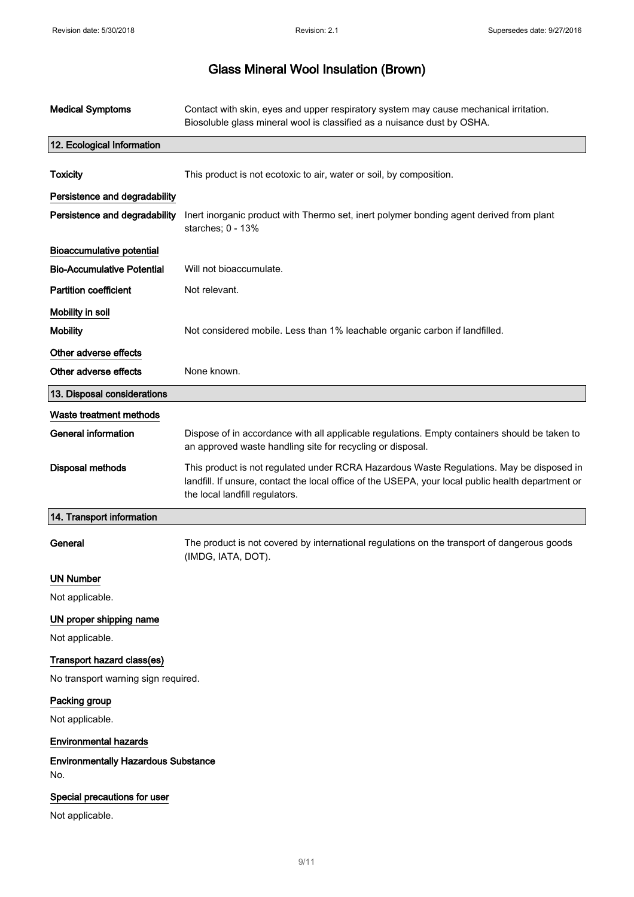**Medical Symptoms** Contact with skin, eyes and upper respiratory system may cause mechanical irritation. Biosoluble glass mineral wool is classified as a nuisance dust by OSHA.

## 12. Ecological Information

**Toxicity** This product is not ecotoxic to air, water or soil, by composition.

### Persistence and degradability

**Persistence and degradability** Inert inorganic product with Thermo set, inert polymer bonding agent derived from plant starches; 0 - 13%

### Bioaccumulative potential

**Bio-Accumulative Potential** Will not bioaccumulate.

**Partition coefficient** Not relevant.

### Mobility in soil

**Mobility** Not considered mobile. Less than 1% leachable organic carbon if landfilled.

### Other adverse effects

**Other adverse effects** None known.

## 13. Disposal considerations

### Waste treatment methods

**General information** Dispose of in accordance with all applicable regulations. Empty containers should be taken to an approved waste handling site for recycling or disposal.

**Disposal methods** This product is not regulated under RCRA Hazardous Waste Regulations. May be disposed in landfill. If unsure, contact the local office of the USEPA, your local public health department or the local landfill regulators.

## 14. Transport information

**General** The product is not covered by international regulations on the transport of dangerous goods (IMDG, IATA, DOT).

### UN Number

Not applicable.

### UN proper shipping name

Not applicable.

### Transport hazard class(es)

No transport warning sign required.

### Packing group

Not applicable.

### Environmental hazards

**Environmentally Hazardous Substance**
No.

### Special precautions for user

Not applicable.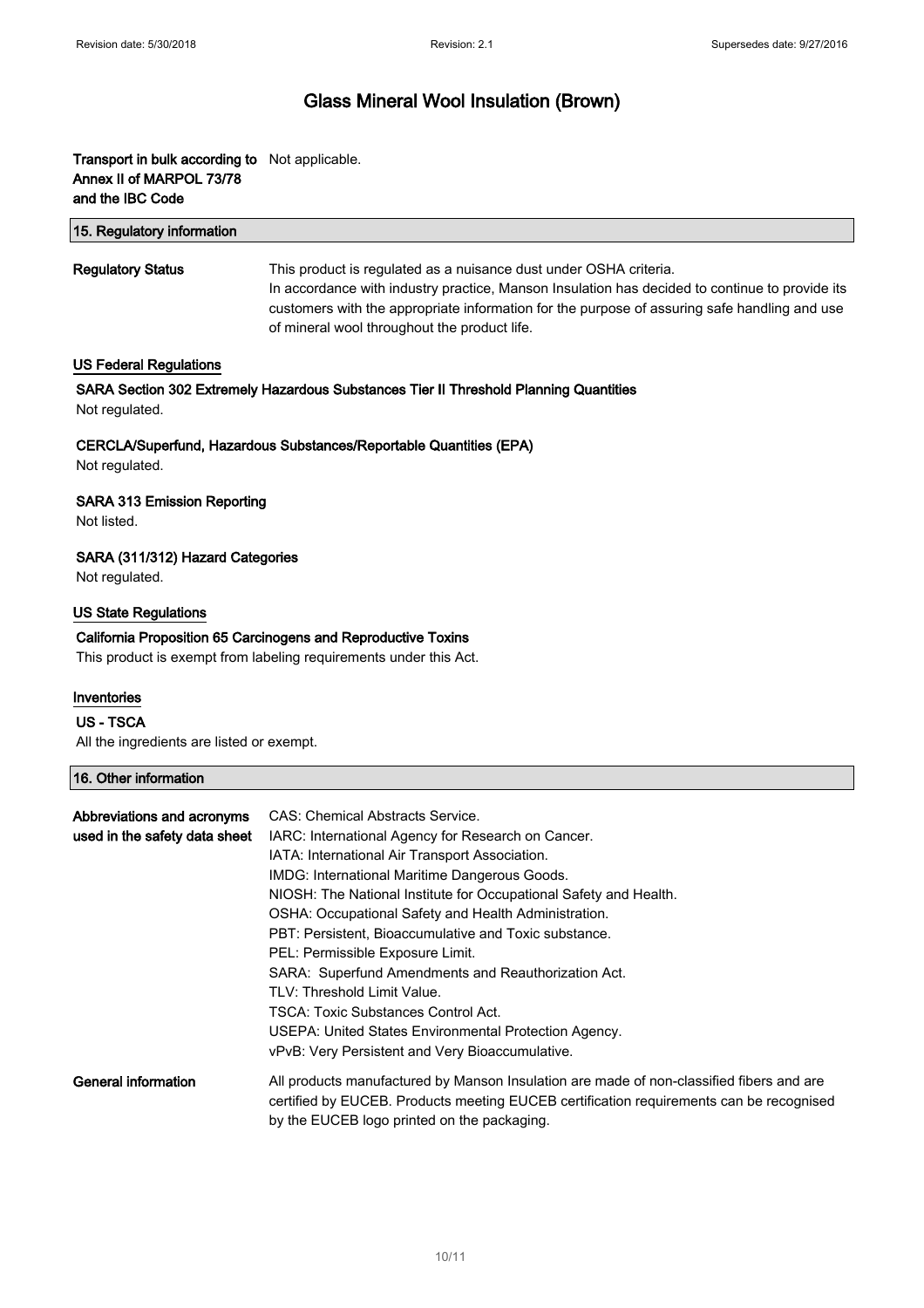# Glass Mineral Wool Insulation (Brown)

| | |
|---|---|
| **Transport in bulk according to Annex II of MARPOL 73/78 and the IBC Code** | Not applicable. |

## 15. Regulatory information

| | |
|---|---|
| **Regulatory Status** | This product is regulated as a nuisance dust under OSHA criteria. In accordance with industry practice, Manson Insulation has decided to continue to provide its customers with the appropriate information for the purpose of assuring safe handling and use of mineral wool throughout the product life. |

### US Federal Regulations

**SARA Section 302 Extremely Hazardous Substances Tier II Threshold Planning Quantities**

Not regulated.

**CERCLA/Superfund, Hazardous Substances/Reportable Quantities (EPA)**

Not regulated.

**SARA 313 Emission Reporting**

Not listed.

**SARA (311/312) Hazard Categories**

Not regulated.

### US State Regulations

**California Proposition 65 Carcinogens and Reproductive Toxins**

This product is exempt from labeling requirements under this Act.

### Inventories

**US - TSCA**

All the ingredients are listed or exempt.

## 16. Other information

| | |
|---|---|
| **Abbreviations and acronyms used in the safety data sheet** | CAS: Chemical Abstracts Service.<br>IARC: International Agency for Research on Cancer.<br>IATA: International Air Transport Association.<br>IMDG: International Maritime Dangerous Goods.<br>NIOSH: The National Institute for Occupational Safety and Health.<br>OSHA: Occupational Safety and Health Administration.<br>PBT: Persistent, Bioaccumulative and Toxic substance.<br>PEL: Permissible Exposure Limit.<br>SARA: Superfund Amendments and Reauthorization Act.<br>TLV: Threshold Limit Value.<br>TSCA: Toxic Substances Control Act.<br>USEPA: United States Environmental Protection Agency.<br>vPvB: Very Persistent and Very Bioaccumulative. |
| **General information** | All products manufactured by Manson Insulation are made of non-classified fibers and are certified by EUCEB. Products meeting EUCEB certification requirements can be recognised by the EUCEB logo printed on the packaging. |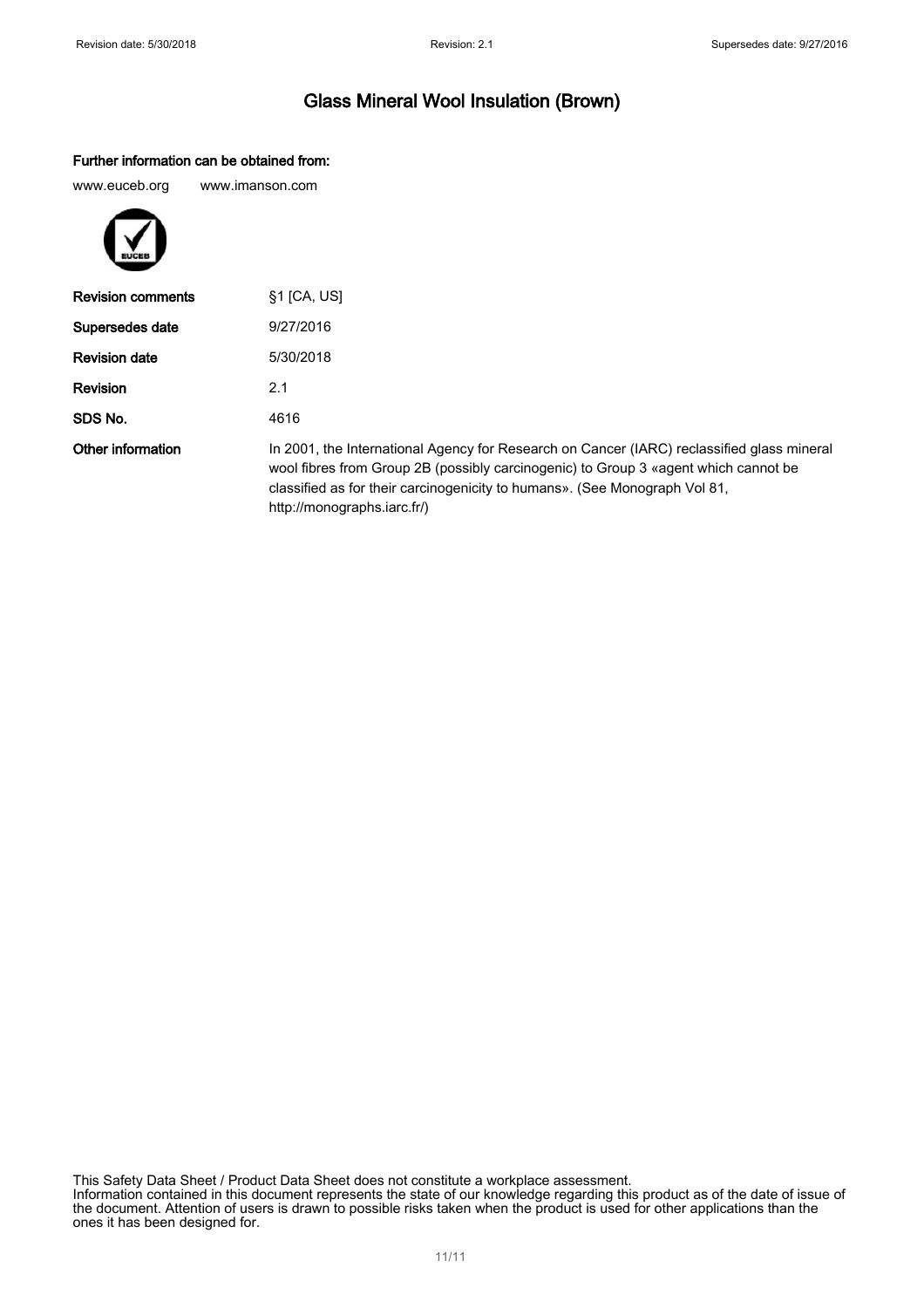# Glass Mineral Wool Insulation (Brown)

**Further information can be obtained from:**

www.euceb.org www.imanson.com

| | |
|---|---|
| **Revision comments** | §1 [CA, US] |
| **Supersedes date** | 9/27/2016 |
| **Revision date** | 5/30/2018 |
| **Revision** | 2.1 |
| **SDS No.** | 4616 |
| **Other information** | In 2001, the International Agency for Research on Cancer (IARC) reclassified glass mineral wool fibres from Group 2B (possibly carcinogenic) to Group 3 «agent which cannot be classified as for their carcinogenicity to humans». (See Monograph Vol 81, http://monographs.iarc.fr/) |

This Safety Data Sheet / Product Data Sheet does not constitute a workplace assessment.
Information contained in this document represents the state of our knowledge regarding this product as of the date of issue of the document. Attention of users is drawn to possible risks taken when the product is used for other applications than the ones it has been designed for.